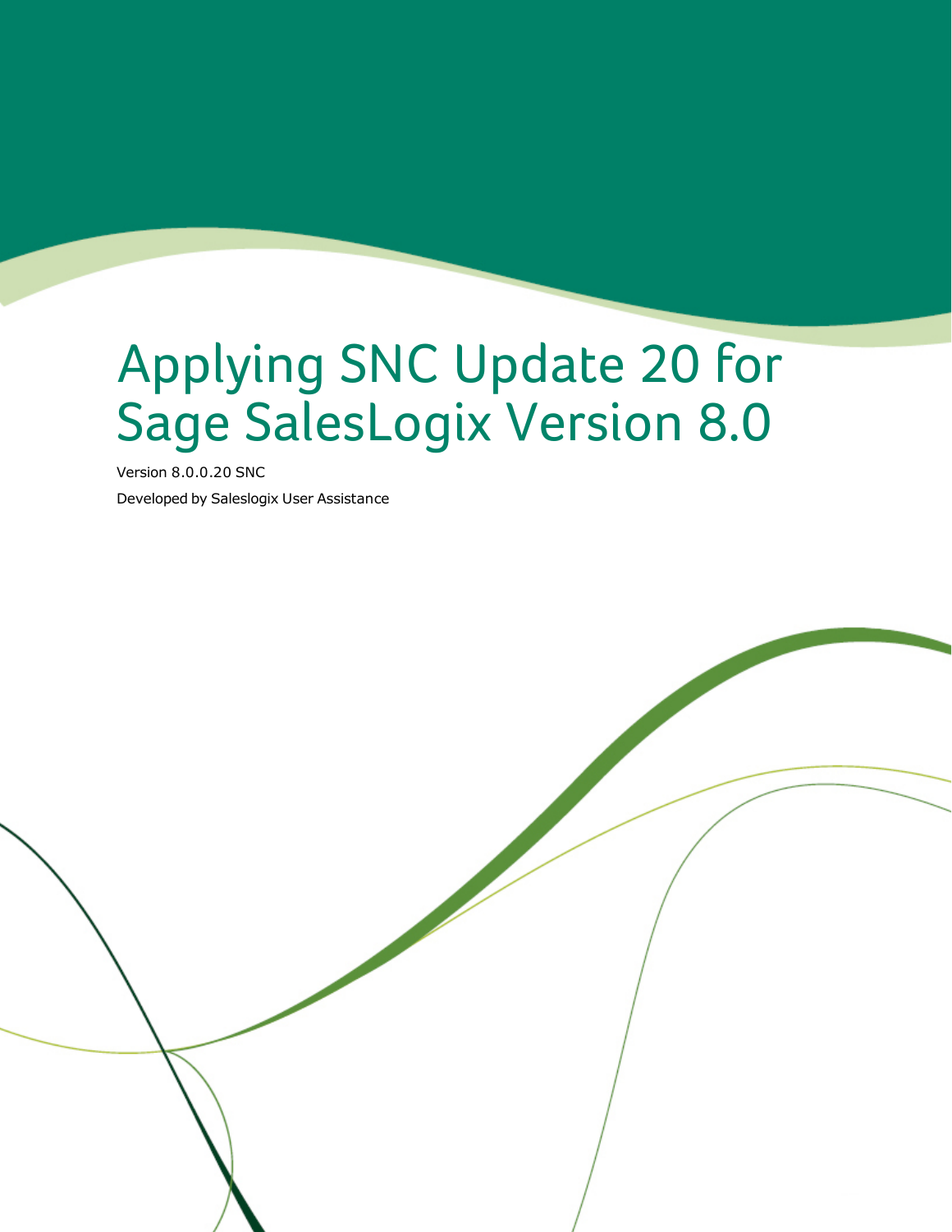# Applying SNC Update 20 for Sage SalesLogix Version 8.0

Version 8.0.0.20 SNC

Developed by Saleslogix User Assistance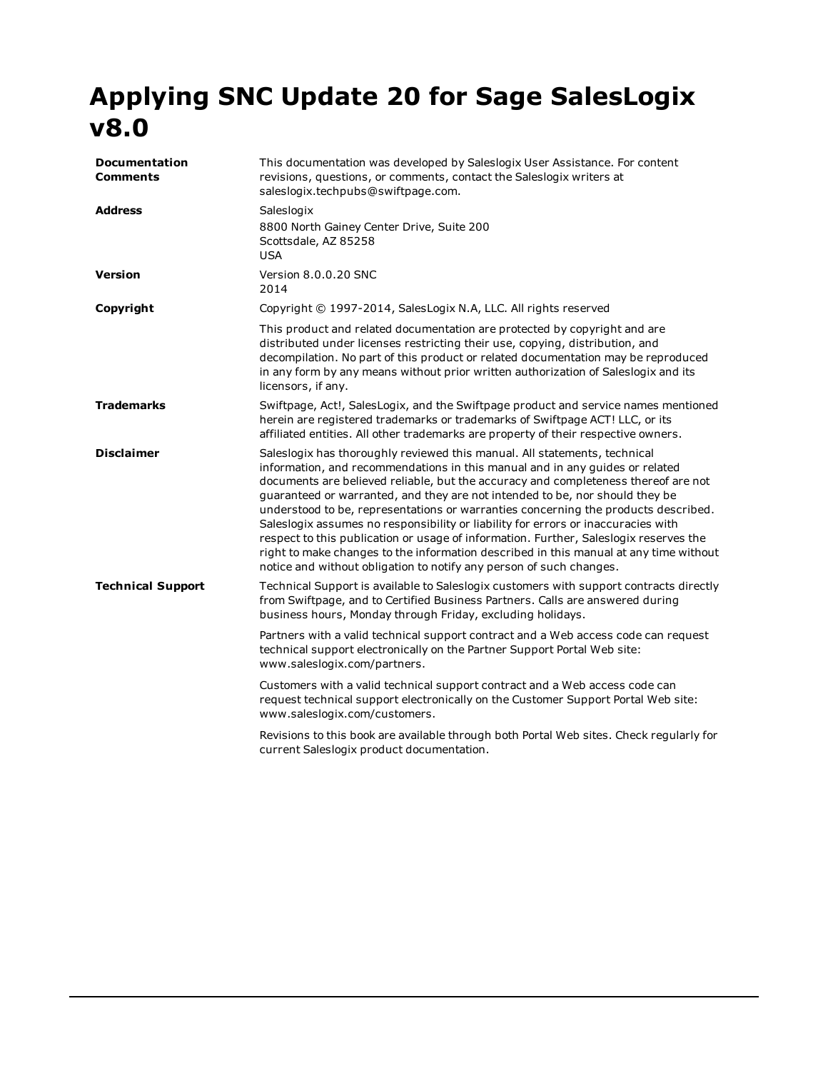# Applying SNC Update 20 for Sage SalesLogix v8.0

| | |
|---|---|
| **Documentation Comments** | This documentation was developed by Saleslogix User Assistance. For content revisions, questions, or comments, contact the Saleslogix writers at saleslogix.techpubs@swiftpage.com. |
| **Address** | Saleslogix<br>8800 North Gainey Center Drive, Suite 200<br>Scottsdale, AZ 85258<br>USA |
| **Version** | Version 8.0.0.20 SNC<br>2014 |
| **Copyright** | Copyright © 1997-2014, SalesLogix N.A, LLC. All rights reserved<br><br>This product and related documentation are protected by copyright and are distributed under licenses restricting their use, copying, distribution, and decompilation. No part of this product or related documentation may be reproduced in any form by any means without prior written authorization of Saleslogix and its licensors, if any. |
| **Trademarks** | Swiftpage, Act!, SalesLogix, and the Swiftpage product and service names mentioned herein are registered trademarks or trademarks of Swiftpage ACT! LLC, or its affiliated entities. All other trademarks are property of their respective owners. |
| **Disclaimer** | Saleslogix has thoroughly reviewed this manual. All statements, technical information, and recommendations in this manual and in any guides or related documents are believed reliable, but the accuracy and completeness thereof are not guaranteed or warranted, and they are not intended to be, nor should they be understood to be, representations or warranties concerning the products described. Saleslogix assumes no responsibility or liability for errors or inaccuracies with respect to this publication or usage of information. Further, Saleslogix reserves the right to make changes to the information described in this manual at any time without notice and without obligation to notify any person of such changes. |
| **Technical Support** | Technical Support is available to Saleslogix customers with support contracts directly from Swiftpage, and to Certified Business Partners. Calls are answered during business hours, Monday through Friday, excluding holidays.<br><br>Partners with a valid technical support contract and a Web access code can request technical support electronically on the Partner Support Portal Web site: www.saleslogix.com/partners.<br><br>Customers with a valid technical support contract and a Web access code can request technical support electronically on the Customer Support Portal Web site: www.saleslogix.com/customers.<br><br>Revisions to this book are available through both Portal Web sites. Check regularly for current Saleslogix product documentation. |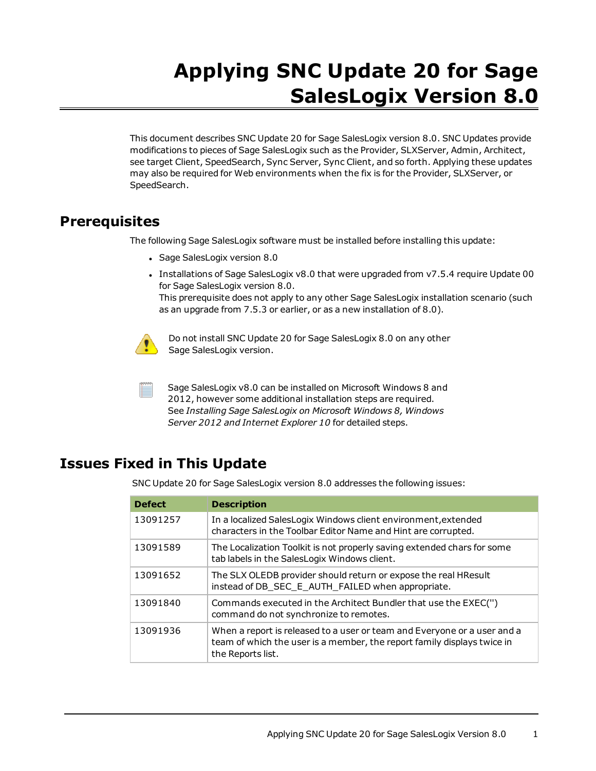# Applying SNC Update 20 for Sage SalesLogix Version 8.0

This document describes SNC Update 20 for Sage SalesLogix version 8.0. SNC Updates provide modifications to pieces of Sage SalesLogix such as the Provider, SLXServer, Admin, Architect, see target Client, SpeedSearch, Sync Server, Sync Client, and so forth. Applying these updates may also be required for Web environments when the fix is for the Provider, SLXServer, or SpeedSearch.

## Prerequisites

The following Sage SalesLogix software must be installed before installing this update:

- Sage SalesLogix version 8.0
- Installations of Sage SalesLogix v8.0 that were upgraded from v7.5.4 require Update 00 for Sage SalesLogix version 8.0.
  This prerequisite does not apply to any other Sage SalesLogix installation scenario (such as an upgrade from 7.5.3 or earlier, or as a new installation of 8.0).

Do not install SNC Update 20 for Sage SalesLogix 8.0 on any other Sage SalesLogix version.

Sage SalesLogix v8.0 can be installed on Microsoft Windows 8 and 2012, however some additional installation steps are required. See *Installing Sage SalesLogix on Microsoft Windows 8, Windows Server 2012 and Internet Explorer 10* for detailed steps.

## Issues Fixed in This Update

SNC Update 20 for Sage SalesLogix version 8.0 addresses the following issues:

| Defect | Description |
|---|---|
| 13091257 | In a localized SalesLogix Windows client environment,extended characters in the Toolbar Editor Name and Hint are corrupted. |
| 13091589 | The Localization Toolkit is not properly saving extended chars for some tab labels in the SalesLogix Windows client. |
| 13091652 | The SLX OLEDB provider should return or expose the real HResult instead of DB_SEC_E_AUTH_FAILED when appropriate. |
| 13091840 | Commands executed in the Architect Bundler that use the EXEC('') command do not synchronize to remotes. |
| 13091936 | When a report is released to a user or team and Everyone or a user and a team of which the user is a member, the report family displays twice in the Reports list. |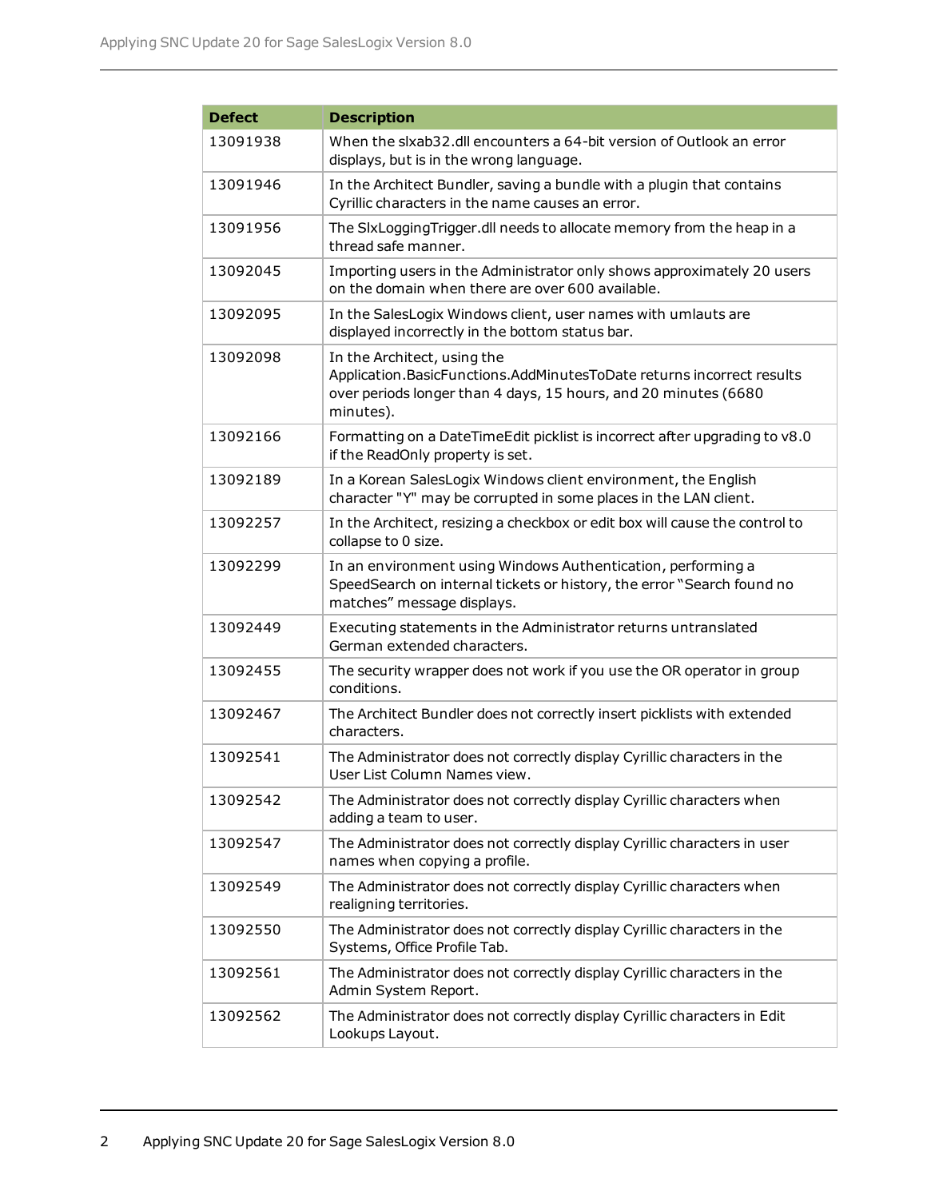| Defect | Description |
| --- | --- |
| 13091938 | When the slxab32.dll encounters a 64-bit version of Outlook an error displays, but is in the wrong language. |
| 13091946 | In the Architect Bundler, saving a bundle with a plugin that contains Cyrillic characters in the name causes an error. |
| 13091956 | The SlxLoggingTrigger.dll needs to allocate memory from the heap in a thread safe manner. |
| 13092045 | Importing users in the Administrator only shows approximately 20 users on the domain when there are over 600 available. |
| 13092095 | In the SalesLogix Windows client, user names with umlauts are displayed incorrectly in the bottom status bar. |
| 13092098 | In the Architect, using the Application.BasicFunctions.AddMinutesToDate returns incorrect results over periods longer than 4 days, 15 hours, and 20 minutes (6680 minutes). |
| 13092166 | Formatting on a DateTimeEdit picklist is incorrect after upgrading to v8.0 if the ReadOnly property is set. |
| 13092189 | In a Korean SalesLogix Windows client environment, the English character "Y" may be corrupted in some places in the LAN client. |
| 13092257 | In the Architect, resizing a checkbox or edit box will cause the control to collapse to 0 size. |
| 13092299 | In an environment using Windows Authentication, performing a SpeedSearch on internal tickets or history, the error "Search found no matches" message displays. |
| 13092449 | Executing statements in the Administrator returns untranslated German extended characters. |
| 13092455 | The security wrapper does not work if you use the OR operator in group conditions. |
| 13092467 | The Architect Bundler does not correctly insert picklists with extended characters. |
| 13092541 | The Administrator does not correctly display Cyrillic characters in the User List Column Names view. |
| 13092542 | The Administrator does not correctly display Cyrillic characters when adding a team to user. |
| 13092547 | The Administrator does not correctly display Cyrillic characters in user names when copying a profile. |
| 13092549 | The Administrator does not correctly display Cyrillic characters when realigning territories. |
| 13092550 | The Administrator does not correctly display Cyrillic characters in the Systems, Office Profile Tab. |
| 13092561 | The Administrator does not correctly display Cyrillic characters in the Admin System Report. |
| 13092562 | The Administrator does not correctly display Cyrillic characters in Edit Lookups Layout. |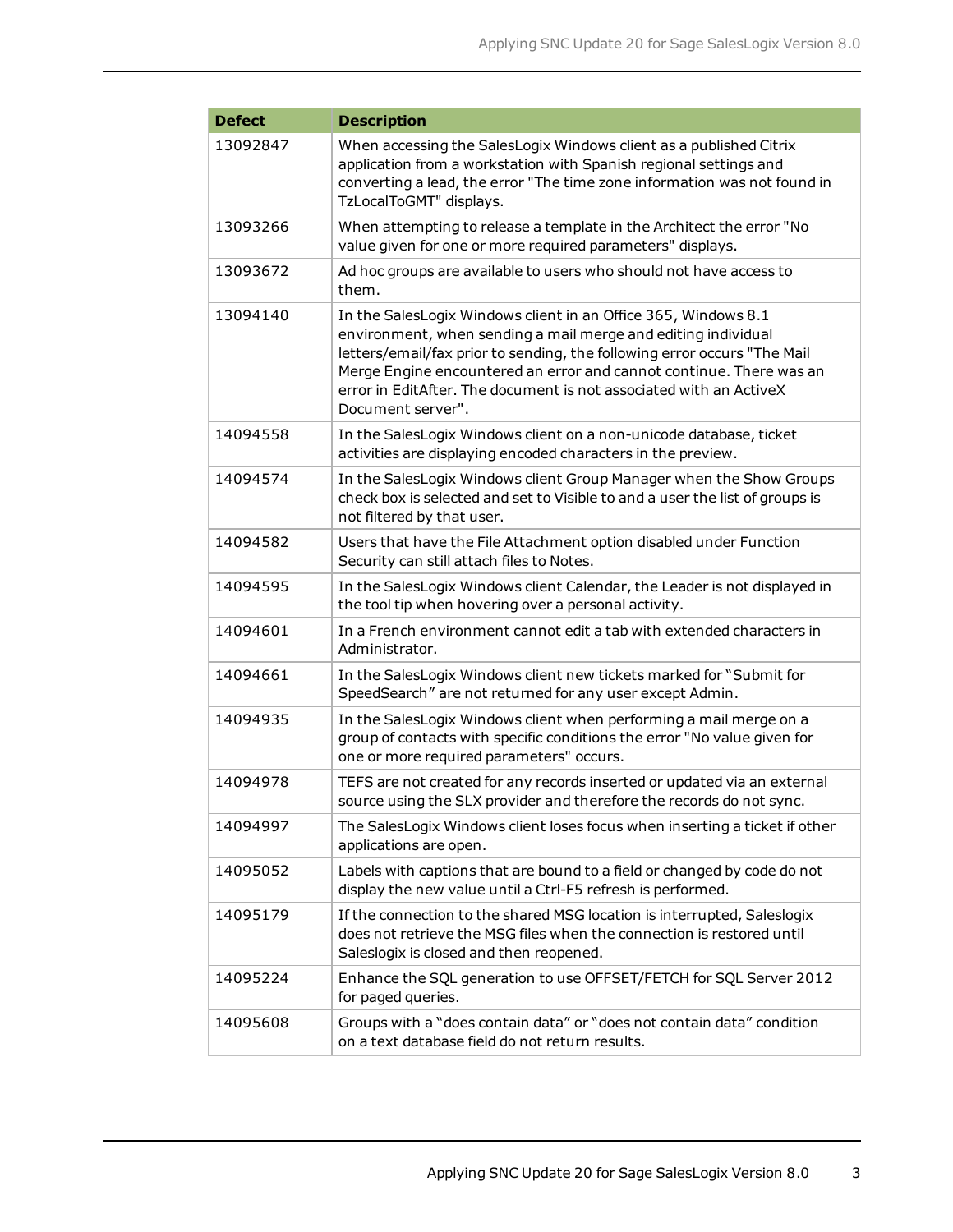| Defect | Description |
| --- | --- |
| 13092847 | When accessing the SalesLogix Windows client as a published Citrix application from a workstation with Spanish regional settings and converting a lead, the error "The time zone information was not found in TzLocalToGMT" displays. |
| 13093266 | When attempting to release a template in the Architect the error "No value given for one or more required parameters" displays. |
| 13093672 | Ad hoc groups are available to users who should not have access to them. |
| 13094140 | In the SalesLogix Windows client in an Office 365, Windows 8.1 environment, when sending a mail merge and editing individual letters/email/fax prior to sending, the following error occurs "The Mail Merge Engine encountered an error and cannot continue. There was an error in EditAfter. The document is not associated with an ActiveX Document server". |
| 14094558 | In the SalesLogix Windows client on a non-unicode database, ticket activities are displaying encoded characters in the preview. |
| 14094574 | In the SalesLogix Windows client Group Manager when the Show Groups check box is selected and set to Visible to and a user the list of groups is not filtered by that user. |
| 14094582 | Users that have the File Attachment option disabled under Function Security can still attach files to Notes. |
| 14094595 | In the SalesLogix Windows client Calendar, the Leader is not displayed in the tool tip when hovering over a personal activity. |
| 14094601 | In a French environment cannot edit a tab with extended characters in Administrator. |
| 14094661 | In the SalesLogix Windows client new tickets marked for "Submit for SpeedSearch" are not returned for any user except Admin. |
| 14094935 | In the SalesLogix Windows client when performing a mail merge on a group of contacts with specific conditions the error "No value given for one or more required parameters" occurs. |
| 14094978 | TEFS are not created for any records inserted or updated via an external source using the SLX provider and therefore the records do not sync. |
| 14094997 | The SalesLogix Windows client loses focus when inserting a ticket if other applications are open. |
| 14095052 | Labels with captions that are bound to a field or changed by code do not display the new value until a Ctrl-F5 refresh is performed. |
| 14095179 | If the connection to the shared MSG location is interrupted, Saleslogix does not retrieve the MSG files when the connection is restored until Saleslogix is closed and then reopened. |
| 14095224 | Enhance the SQL generation to use OFFSET/FETCH for SQL Server 2012 for paged queries. |
| 14095608 | Groups with a "does contain data" or "does not contain data" condition on a text database field do not return results. |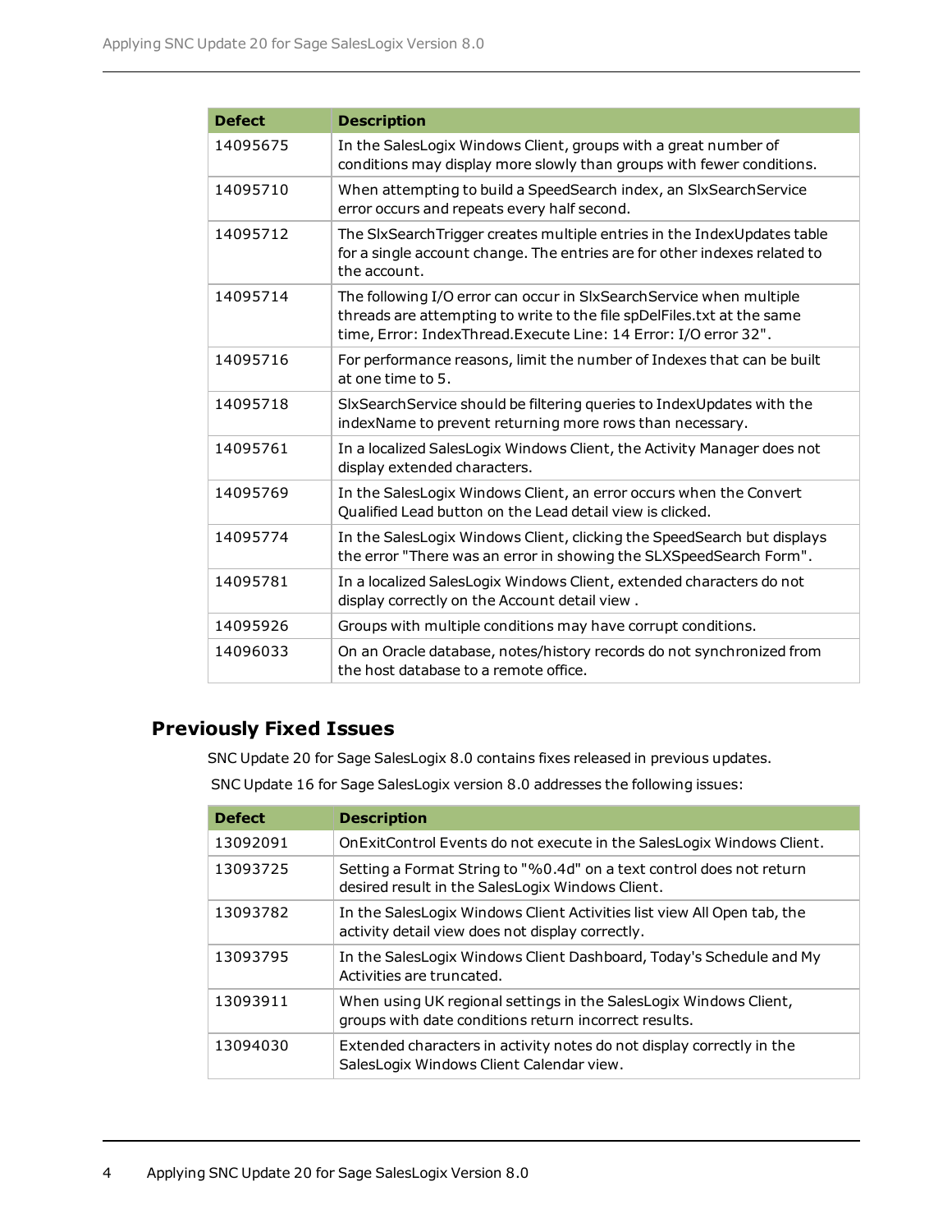| Defect | Description |
| --- | --- |
| 14095675 | In the SalesLogix Windows Client, groups with a great number of conditions may display more slowly than groups with fewer conditions. |
| 14095710 | When attempting to build a SpeedSearch index, an SlxSearchService error occurs and repeats every half second. |
| 14095712 | The SlxSearchTrigger creates multiple entries in the IndexUpdates table for a single account change. The entries are for other indexes related to the account. |
| 14095714 | The following I/O error can occur in SlxSearchService when multiple threads are attempting to write to the file spDelFiles.txt at the same time, Error: IndexThread.Execute Line: 14 Error: I/O error 32". |
| 14095716 | For performance reasons, limit the number of Indexes that can be built at one time to 5. |
| 14095718 | SlxSearchService should be filtering queries to IndexUpdates with the indexName to prevent returning more rows than necessary. |
| 14095761 | In a localized SalesLogix Windows Client, the Activity Manager does not display extended characters. |
| 14095769 | In the SalesLogix Windows Client, an error occurs when the Convert Qualified Lead button on the Lead detail view is clicked. |
| 14095774 | In the SalesLogix Windows Client, clicking the SpeedSearch but displays the error "There was an error in showing the SLXSpeedSearch Form". |
| 14095781 | In a localized SalesLogix Windows Client, extended characters do not display correctly on the Account detail view . |
| 14095926 | Groups with multiple conditions may have corrupt conditions. |
| 14096033 | On an Oracle database, notes/history records do not synchronized from the host database to a remote office. |

## Previously Fixed Issues

SNC Update 20 for Sage SalesLogix 8.0 contains fixes released in previous updates.

SNC Update 16 for Sage SalesLogix version 8.0 addresses the following issues:

| Defect | Description |
| --- | --- |
| 13092091 | OnExitControl Events do not execute in the SalesLogix Windows Client. |
| 13093725 | Setting a Format String to "%0.4d" on a text control does not return desired result in the SalesLogix Windows Client. |
| 13093782 | In the SalesLogix Windows Client Activities list view All Open tab, the activity detail view does not display correctly. |
| 13093795 | In the SalesLogix Windows Client Dashboard, Today's Schedule and My Activities are truncated. |
| 13093911 | When using UK regional settings in the SalesLogix Windows Client, groups with date conditions return incorrect results. |
| 13094030 | Extended characters in activity notes do not display correctly in the SalesLogix Windows Client Calendar view. |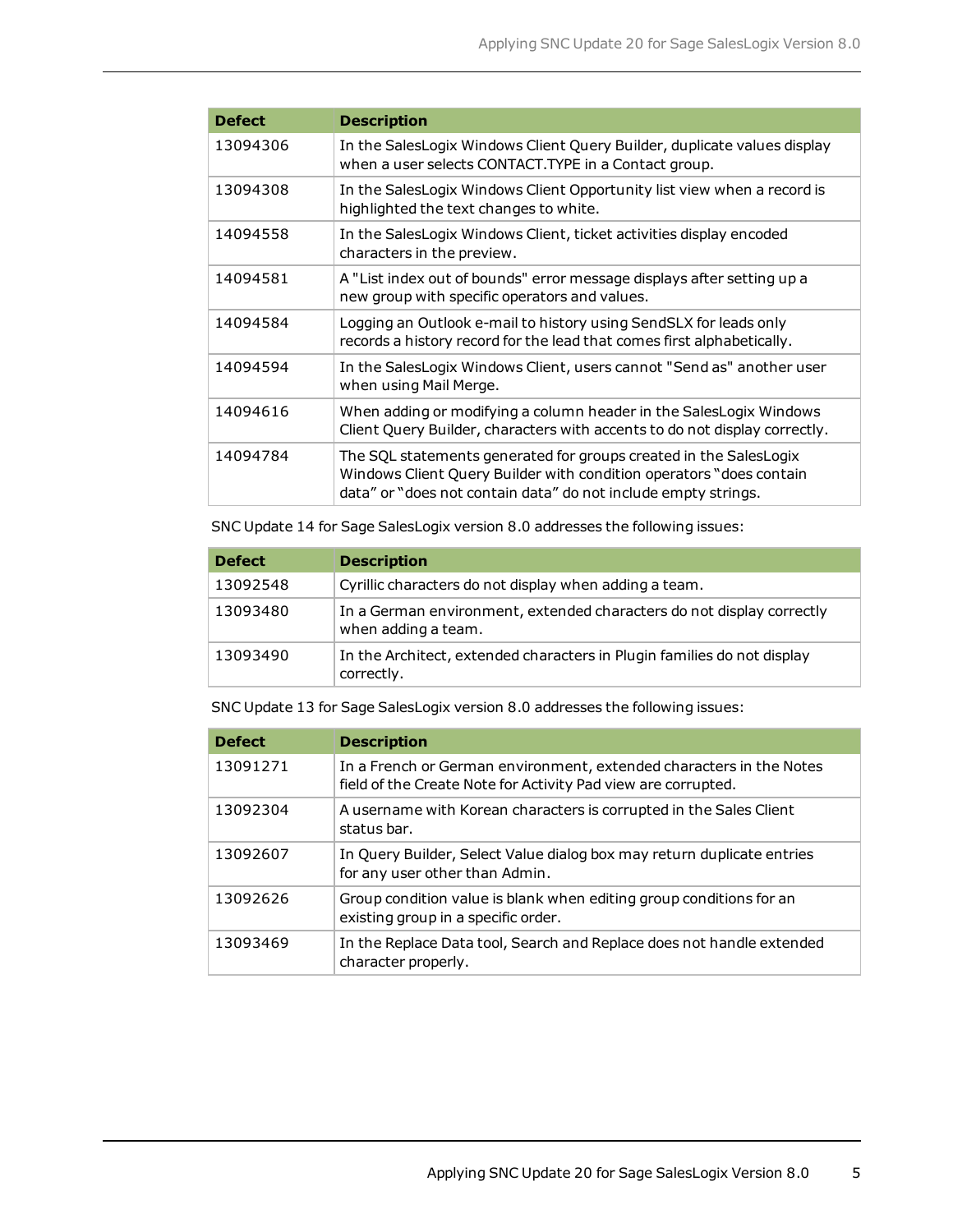| Defect | Description |
|---|---|
| 13094306 | In the SalesLogix Windows Client Query Builder, duplicate values display when a user selects CONTACT.TYPE in a Contact group. |
| 13094308 | In the SalesLogix Windows Client Opportunity list view when a record is highlighted the text changes to white. |
| 14094558 | In the SalesLogix Windows Client, ticket activities display encoded characters in the preview. |
| 14094581 | A "List index out of bounds" error message displays after setting up a new group with specific operators and values. |
| 14094584 | Logging an Outlook e-mail to history using SendSLX for leads only records a history record for the lead that comes first alphabetically. |
| 14094594 | In the SalesLogix Windows Client, users cannot "Send as" another user when using Mail Merge. |
| 14094616 | When adding or modifying a column header in the SalesLogix Windows Client Query Builder, characters with accents to do not display correctly. |
| 14094784 | The SQL statements generated for groups created in the SalesLogix Windows Client Query Builder with condition operators "does contain data" or "does not contain data" do not include empty strings. |

SNC Update 14 for Sage SalesLogix version 8.0 addresses the following issues:

| Defect | Description |
|---|---|
| 13092548 | Cyrillic characters do not display when adding a team. |
| 13093480 | In a German environment, extended characters do not display correctly when adding a team. |
| 13093490 | In the Architect, extended characters in Plugin families do not display correctly. |

SNC Update 13 for Sage SalesLogix version 8.0 addresses the following issues:

| Defect | Description |
|---|---|
| 13091271 | In a French or German environment, extended characters in the Notes field of the Create Note for Activity Pad view are corrupted. |
| 13092304 | A username with Korean characters is corrupted in the Sales Client status bar. |
| 13092607 | In Query Builder, Select Value dialog box may return duplicate entries for any user other than Admin. |
| 13092626 | Group condition value is blank when editing group conditions for an existing group in a specific order. |
| 13093469 | In the Replace Data tool, Search and Replace does not handle extended character properly. |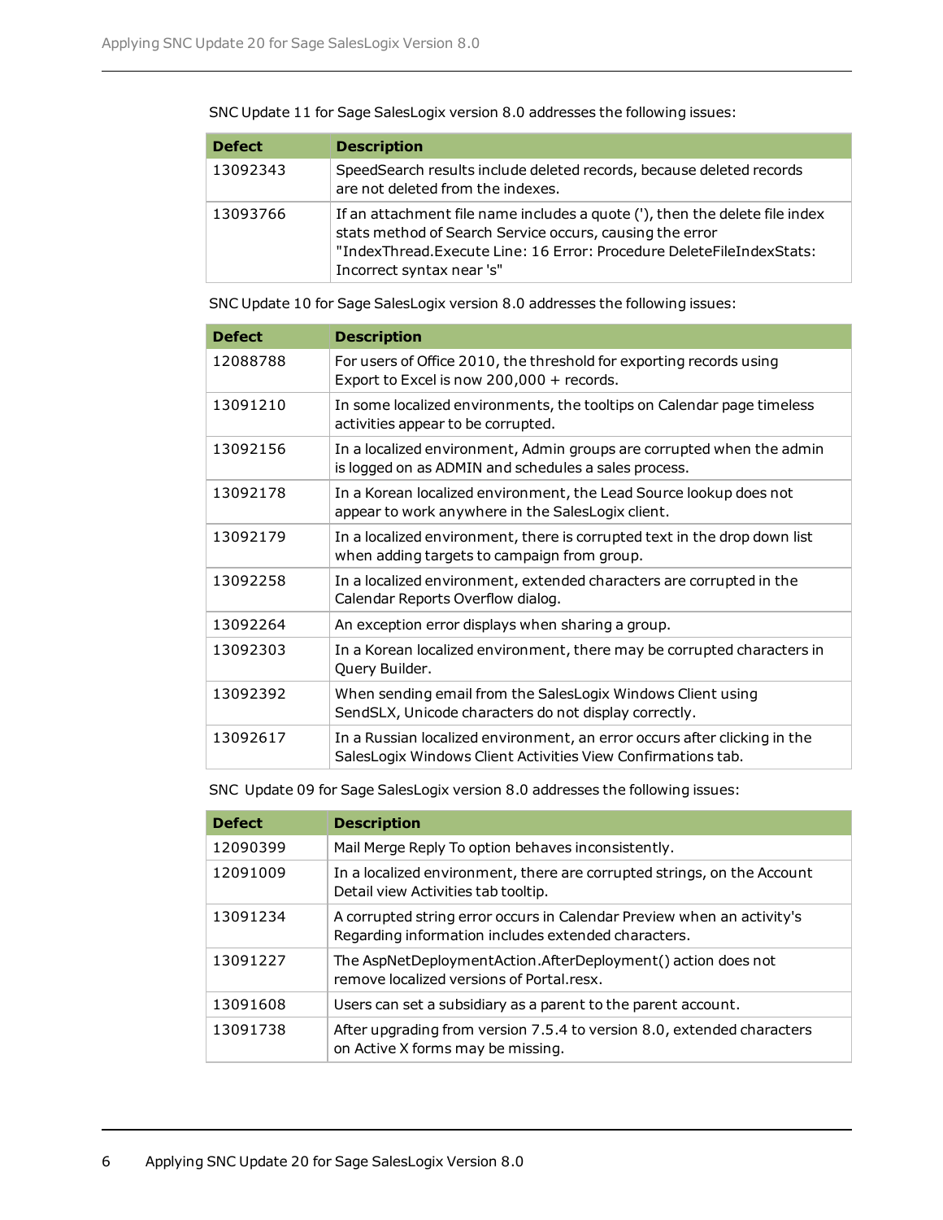SNC Update 11 for Sage SalesLogix version 8.0 addresses the following issues:

| Defect | Description |
| --- | --- |
| 13092343 | SpeedSearch results include deleted records, because deleted records are not deleted from the indexes. |
| 13093766 | If an attachment file name includes a quote ('), then the delete file index stats method of Search Service occurs, causing the error "IndexThread.Execute Line: 16 Error: Procedure DeleteFileIndexStats: Incorrect syntax near 's" |

SNC Update 10 for Sage SalesLogix version 8.0 addresses the following issues:

| Defect | Description |
| --- | --- |
| 12088788 | For users of Office 2010, the threshold for exporting records using Export to Excel is now 200,000 + records. |
| 13091210 | In some localized environments, the tooltips on Calendar page timeless activities appear to be corrupted. |
| 13092156 | In a localized environment, Admin groups are corrupted when the admin is logged on as ADMIN and schedules a sales process. |
| 13092178 | In a Korean localized environment, the Lead Source lookup does not appear to work anywhere in the SalesLogix client. |
| 13092179 | In a localized environment, there is corrupted text in the drop down list when adding targets to campaign from group. |
| 13092258 | In a localized environment, extended characters are corrupted in the Calendar Reports Overflow dialog. |
| 13092264 | An exception error displays when sharing a group. |
| 13092303 | In a Korean localized environment, there may be corrupted characters in Query Builder. |
| 13092392 | When sending email from the SalesLogix Windows Client using SendSLX, Unicode characters do not display correctly. |
| 13092617 | In a Russian localized environment, an error occurs after clicking in the SalesLogix Windows Client Activities View Confirmations tab. |

SNC Update 09 for Sage SalesLogix version 8.0 addresses the following issues:

| Defect | Description |
| --- | --- |
| 12090399 | Mail Merge Reply To option behaves inconsistently. |
| 12091009 | In a localized environment, there are corrupted strings, on the Account Detail view Activities tab tooltip. |
| 13091234 | A corrupted string error occurs in Calendar Preview when an activity's Regarding information includes extended characters. |
| 13091227 | The AspNetDeploymentAction.AfterDeployment() action does not remove localized versions of Portal.resx. |
| 13091608 | Users can set a subsidiary as a parent to the parent account. |
| 13091738 | After upgrading from version 7.5.4 to version 8.0, extended characters on Active X forms may be missing. |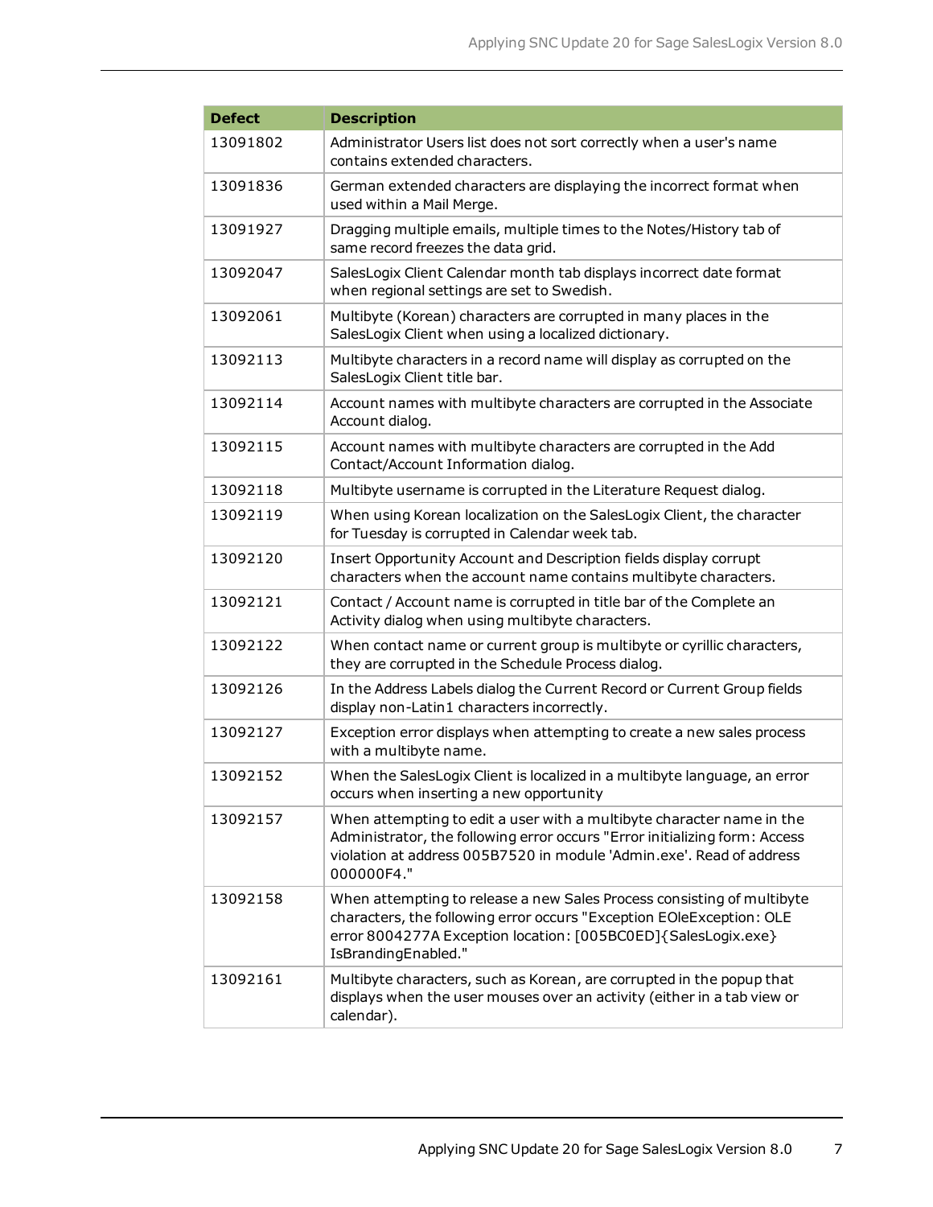| Defect | Description |
| --- | --- |
| 13091802 | Administrator Users list does not sort correctly when a user's name contains extended characters. |
| 13091836 | German extended characters are displaying the incorrect format when used within a Mail Merge. |
| 13091927 | Dragging multiple emails, multiple times to the Notes/History tab of same record freezes the data grid. |
| 13092047 | SalesLogix Client Calendar month tab displays incorrect date format when regional settings are set to Swedish. |
| 13092061 | Multibyte (Korean) characters are corrupted in many places in the SalesLogix Client when using a localized dictionary. |
| 13092113 | Multibyte characters in a record name will display as corrupted on the SalesLogix Client title bar. |
| 13092114 | Account names with multibyte characters are corrupted in the Associate Account dialog. |
| 13092115 | Account names with multibyte characters are corrupted in the Add Contact/Account Information dialog. |
| 13092118 | Multibyte username is corrupted in the Literature Request dialog. |
| 13092119 | When using Korean localization on the SalesLogix Client, the character for Tuesday is corrupted in Calendar week tab. |
| 13092120 | Insert Opportunity Account and Description fields display corrupt characters when the account name contains multibyte characters. |
| 13092121 | Contact / Account name is corrupted in title bar of the Complete an Activity dialog when using multibyte characters. |
| 13092122 | When contact name or current group is multibyte or cyrillic characters, they are corrupted in the Schedule Process dialog. |
| 13092126 | In the Address Labels dialog the Current Record or Current Group fields display non-Latin1 characters incorrectly. |
| 13092127 | Exception error displays when attempting to create a new sales process with a multibyte name. |
| 13092152 | When the SalesLogix Client is localized in a multibyte language, an error occurs when inserting a new opportunity |
| 13092157 | When attempting to edit a user with a multibyte character name in the Administrator, the following error occurs "Error initializing form: Access violation at address 005B7520 in module 'Admin.exe'. Read of address 000000F4." |
| 13092158 | When attempting to release a new Sales Process consisting of multibyte characters, the following error occurs "Exception EOleException: OLE error 8004277A Exception location: [005BC0ED]{SalesLogix.exe} IsBrandingEnabled." |
| 13092161 | Multibyte characters, such as Korean, are corrupted in the popup that displays when the user mouses over an activity (either in a tab view or calendar). |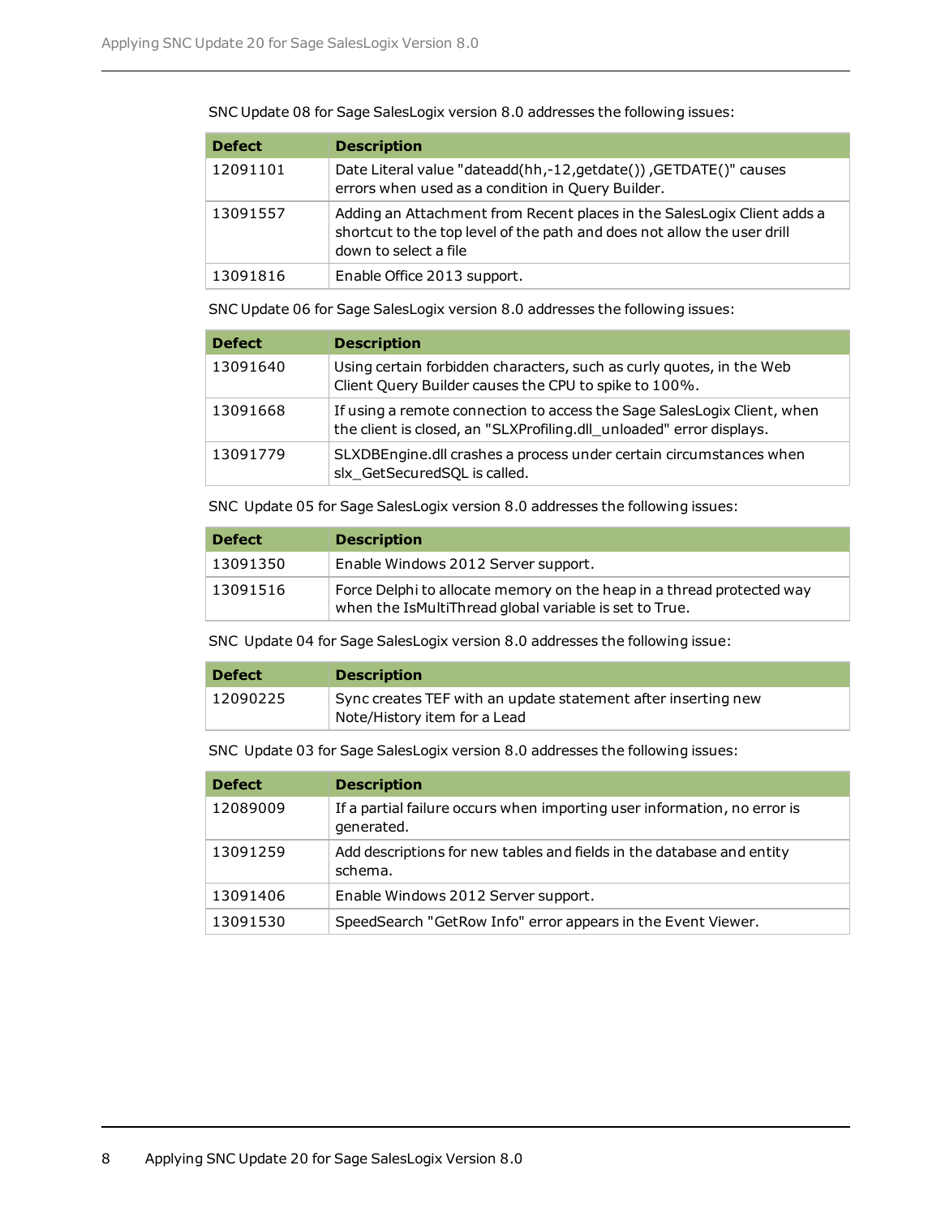SNC Update 08 for Sage SalesLogix version 8.0 addresses the following issues:

| Defect | Description |
| --- | --- |
| 12091101 | Date Literal value "dateadd(hh,-12,getdate()) ,GETDATE()" causes errors when used as a condition in Query Builder. |
| 13091557 | Adding an Attachment from Recent places in the SalesLogix Client adds a shortcut to the top level of the path and does not allow the user drill down to select a file |
| 13091816 | Enable Office 2013 support. |

SNC Update 06 for Sage SalesLogix version 8.0 addresses the following issues:

| Defect | Description |
| --- | --- |
| 13091640 | Using certain forbidden characters, such as curly quotes, in the Web Client Query Builder causes the CPU to spike to 100%. |
| 13091668 | If using a remote connection to access the Sage SalesLogix Client, when the client is closed, an "SLXProfiling.dll_unloaded" error displays. |
| 13091779 | SLXDBEngine.dll crashes a process under certain circumstances when slx_GetSecuredSQL is called. |

SNC Update 05 for Sage SalesLogix version 8.0 addresses the following issues:

| Defect | Description |
| --- | --- |
| 13091350 | Enable Windows 2012 Server support. |
| 13091516 | Force Delphi to allocate memory on the heap in a thread protected way when the IsMultiThread global variable is set to True. |

SNC Update 04 for Sage SalesLogix version 8.0 addresses the following issue:

| Defect | Description |
| --- | --- |
| 12090225 | Sync creates TEF with an update statement after inserting new Note/History item for a Lead |

SNC Update 03 for Sage SalesLogix version 8.0 addresses the following issues:

| Defect | Description |
| --- | --- |
| 12089009 | If a partial failure occurs when importing user information, no error is generated. |
| 13091259 | Add descriptions for new tables and fields in the database and entity schema. |
| 13091406 | Enable Windows 2012 Server support. |
| 13091530 | SpeedSearch "GetRow Info" error appears in the Event Viewer. |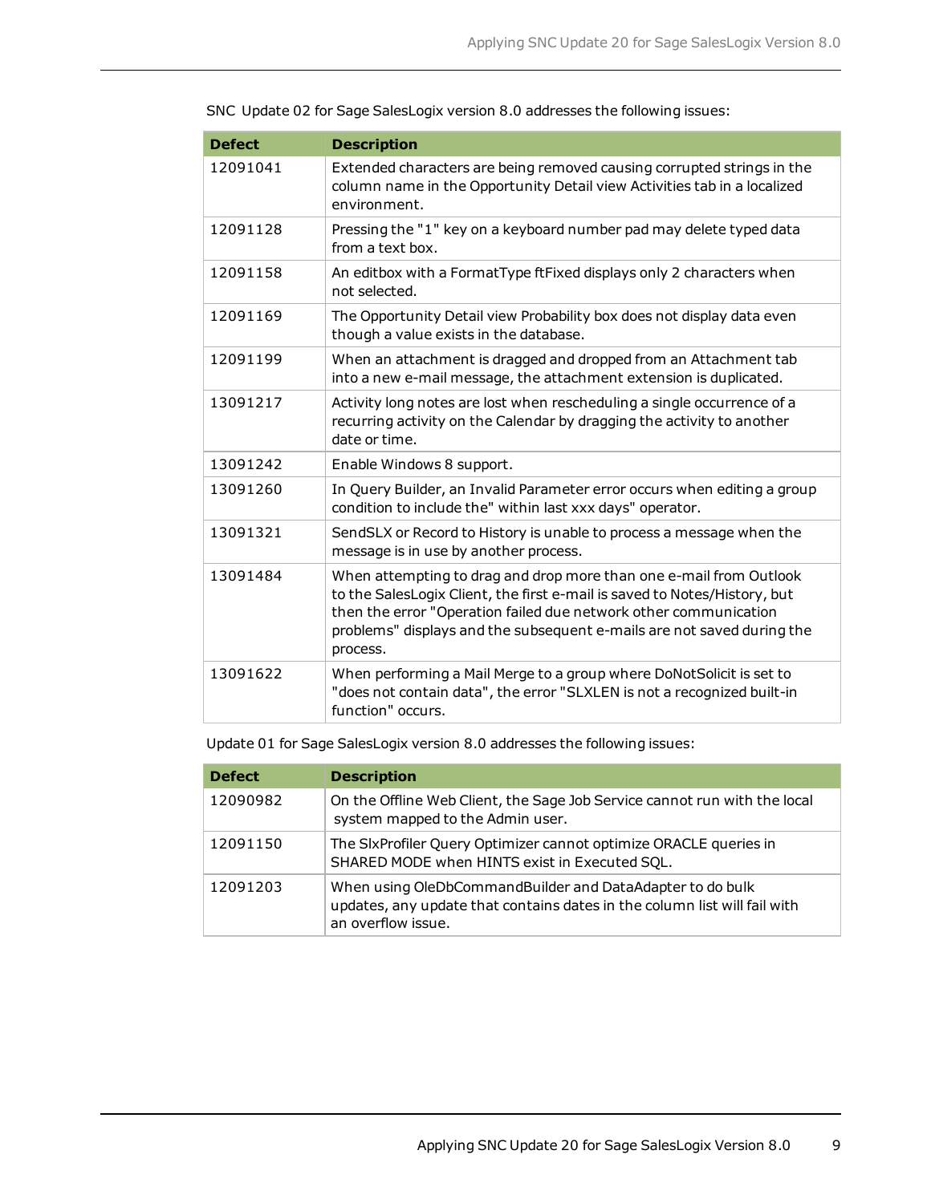SNC Update 02 for Sage SalesLogix version 8.0 addresses the following issues:

| Defect | Description |
| --- | --- |
| 12091041 | Extended characters are being removed causing corrupted strings in the column name in the Opportunity Detail view Activities tab in a localized environment. |
| 12091128 | Pressing the "1" key on a keyboard number pad may delete typed data from a text box. |
| 12091158 | An editbox with a FormatType ftFixed displays only 2 characters when not selected. |
| 12091169 | The Opportunity Detail view Probability box does not display data even though a value exists in the database. |
| 12091199 | When an attachment is dragged and dropped from an Attachment tab into a new e-mail message, the attachment extension is duplicated. |
| 13091217 | Activity long notes are lost when rescheduling a single occurrence of a recurring activity on the Calendar by dragging the activity to another date or time. |
| 13091242 | Enable Windows 8 support. |
| 13091260 | In Query Builder, an Invalid Parameter error occurs when editing a group condition to include the" within last xxx days" operator. |
| 13091321 | SendSLX or Record to History is unable to process a message when the message is in use by another process. |
| 13091484 | When attempting to drag and drop more than one e-mail from Outlook to the SalesLogix Client, the first e-mail is saved to Notes/History, but then the error "Operation failed due network other communication problems" displays and the subsequent e-mails are not saved during the process. |
| 13091622 | When performing a Mail Merge to a group where DoNotSolicit is set to "does not contain data", the error "SLXLEN is not a recognized built-in function" occurs. |

Update 01 for Sage SalesLogix version 8.0 addresses the following issues:

| Defect | Description |
| --- | --- |
| 12090982 | On the Offline Web Client, the Sage Job Service cannot run with the local system mapped to the Admin user. |
| 12091150 | The SlxProfiler Query Optimizer cannot optimize ORACLE queries in SHARED MODE when HINTS exist in Executed SQL. |
| 12091203 | When using OleDbCommandBuilder and DataAdapter to do bulk updates, any update that contains dates in the column list will fail with an overflow issue. |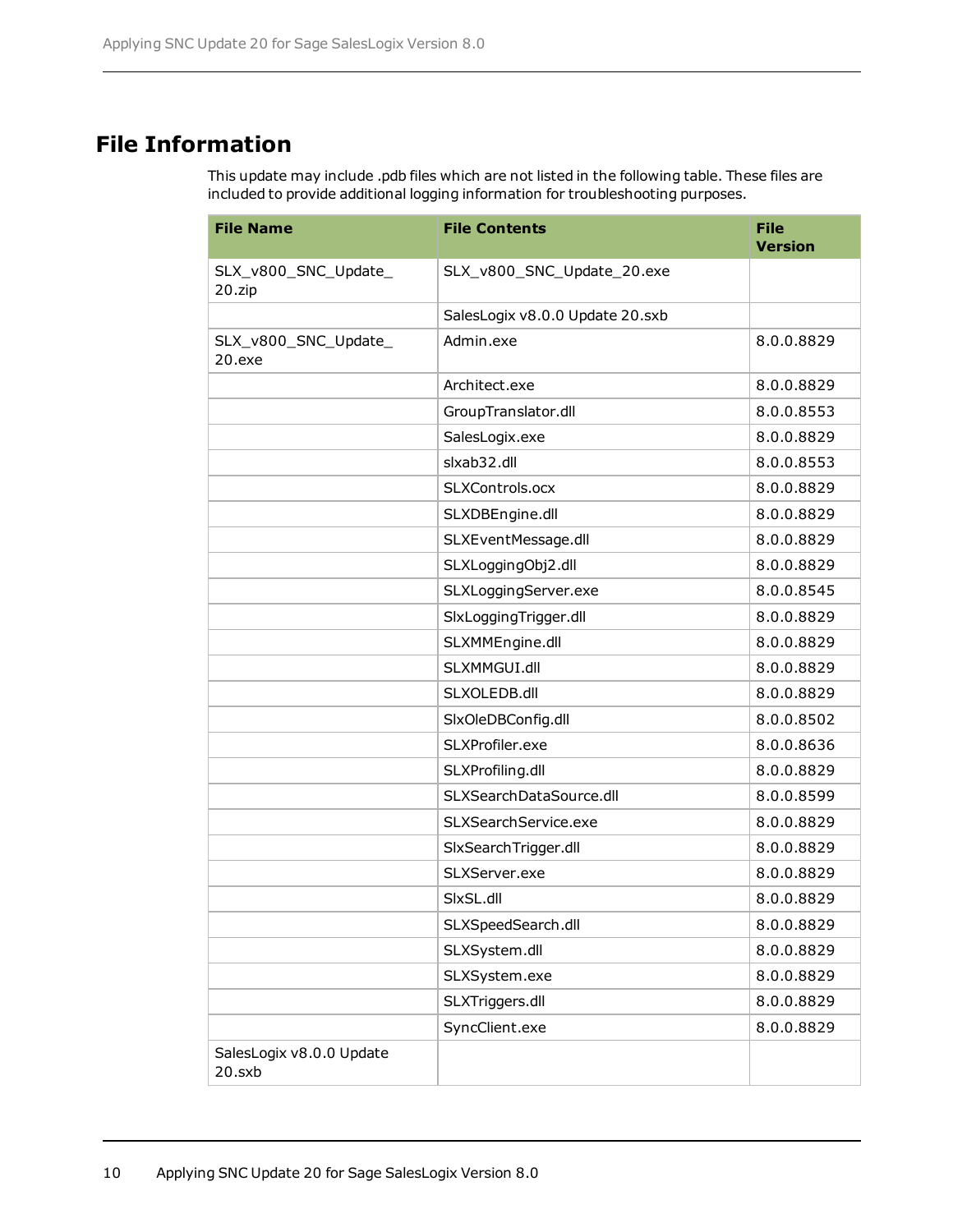# File Information

This update may include .pdb files which are not listed in the following table. These files are included to provide additional logging information for troubleshooting purposes.

| File Name | File Contents | File Version |
|---|---|---|
| SLX_v800_SNC_Update_20.zip | SLX_v800_SNC_Update_20.exe | |
| | SalesLogix v8.0.0 Update 20.sxb | |
| SLX_v800_SNC_Update_20.exe | Admin.exe | 8.0.0.8829 |
| | Architect.exe | 8.0.0.8829 |
| | GroupTranslator.dll | 8.0.0.8553 |
| | SalesLogix.exe | 8.0.0.8829 |
| | slxab32.dll | 8.0.0.8553 |
| | SLXControls.ocx | 8.0.0.8829 |
| | SLXDBEngine.dll | 8.0.0.8829 |
| | SLXEventMessage.dll | 8.0.0.8829 |
| | SLXLoggingObj2.dll | 8.0.0.8829 |
| | SLXLoggingServer.exe | 8.0.0.8545 |
| | SlxLoggingTrigger.dll | 8.0.0.8829 |
| | SLXMMEngine.dll | 8.0.0.8829 |
| | SLXMMGUI.dll | 8.0.0.8829 |
| | SLXOLEDB.dll | 8.0.0.8829 |
| | SlxOleDBConfig.dll | 8.0.0.8502 |
| | SLXProfiler.exe | 8.0.0.8636 |
| | SLXProfiling.dll | 8.0.0.8829 |
| | SLXSearchDataSource.dll | 8.0.0.8599 |
| | SLXSearchService.exe | 8.0.0.8829 |
| | SlxSearchTrigger.dll | 8.0.0.8829 |
| | SLXServer.exe | 8.0.0.8829 |
| | SlxSL.dll | 8.0.0.8829 |
| | SLXSpeedSearch.dll | 8.0.0.8829 |
| | SLXSystem.dll | 8.0.0.8829 |
| | SLXSystem.exe | 8.0.0.8829 |
| | SLXTriggers.dll | 8.0.0.8829 |
| | SyncClient.exe | 8.0.0.8829 |
| SalesLogix v8.0.0 Update 20.sxb | | |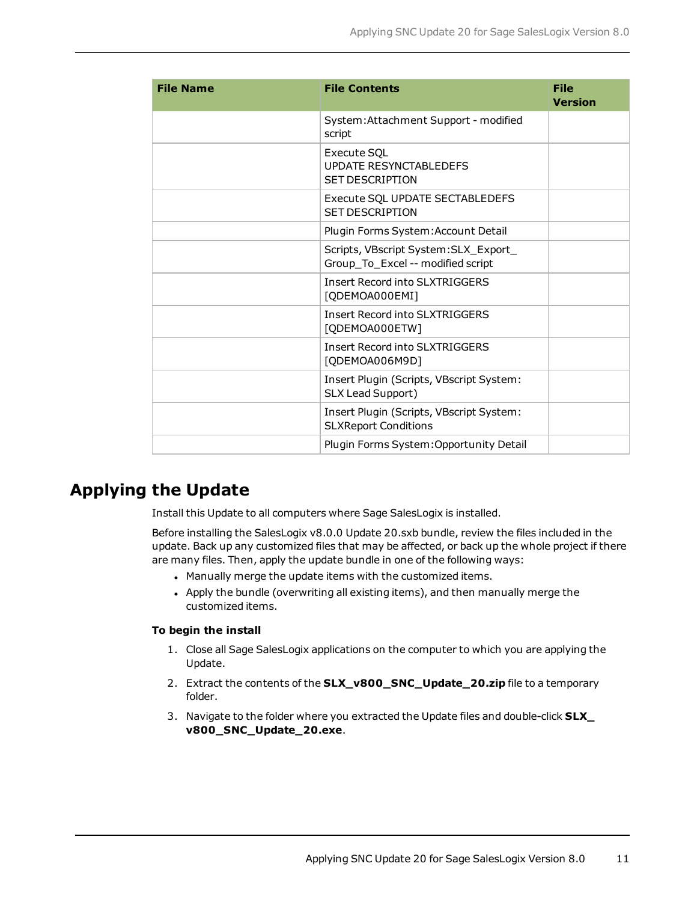| File Name | File Contents | File Version |
|---|---|---|
| | System:Attachment Support - modified script | |
| | Execute SQL<br>UPDATE RESYNCTABLEDEFS<br>SET DESCRIPTION | |
| | Execute SQL UPDATE SECTABLEDEFS<br>SET DESCRIPTION | |
| | Plugin Forms System:Account Detail | |
| | Scripts, VBscript System:SLX_Export_Group_To_Excel -- modified script | |
| | Insert Record into SLXTRIGGERS [QDEMOA000EMI] | |
| | Insert Record into SLXTRIGGERS [QDEMOA000ETW] | |
| | Insert Record into SLXTRIGGERS [QDEMOA006M9D] | |
| | Insert Plugin (Scripts, VBscript System: SLX Lead Support) | |
| | Insert Plugin (Scripts, VBscript System: SLXReport Conditions | |
| | Plugin Forms System:Opportunity Detail | |

## Applying the Update

Install this Update to all computers where Sage SalesLogix is installed.

Before installing the SalesLogix v8.0.0 Update 20.sxb bundle, review the files included in the update. Back up any customized files that may be affected, or back up the whole project if there are many files. Then, apply the update bundle in one of the following ways:

- Manually merge the update items with the customized items.
- Apply the bundle (overwriting all existing items), and then manually merge the customized items.

**To begin the install**

1. Close all Sage SalesLogix applications on the computer to which you are applying the Update.
2. Extract the contents of the **SLX_v800_SNC_Update_20.zip** file to a temporary folder.
3. Navigate to the folder where you extracted the Update files and double-click **SLX_v800_SNC_Update_20.exe**.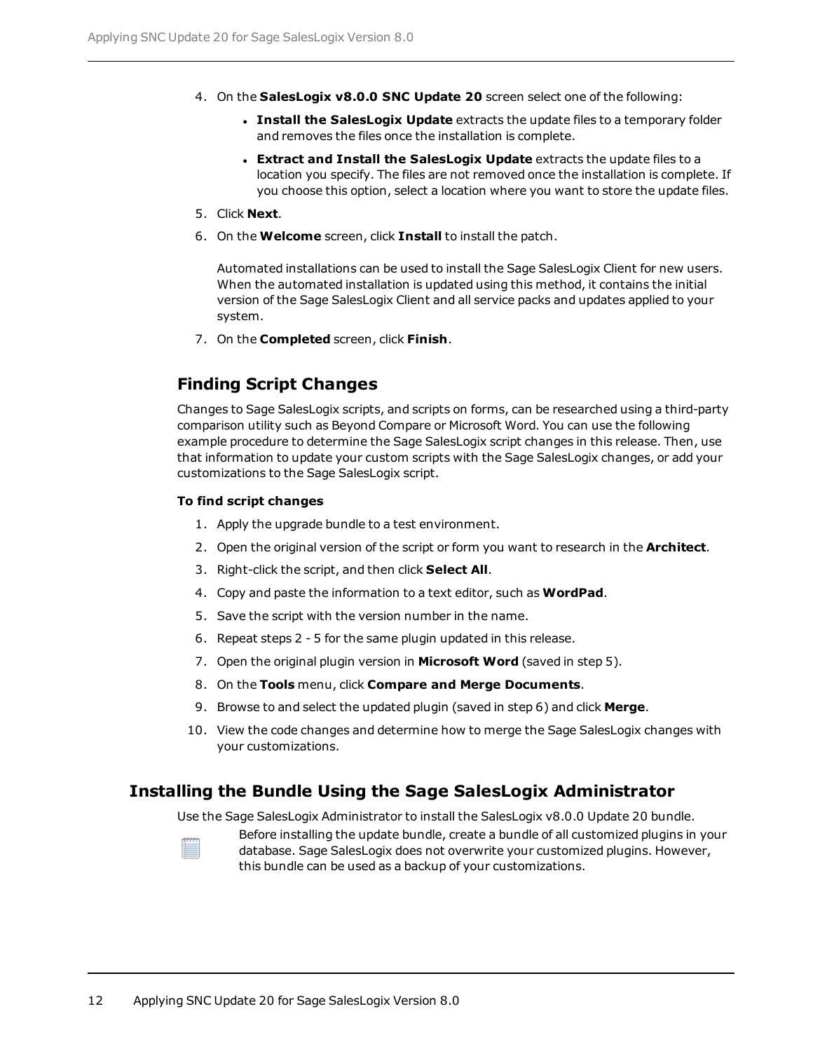4. On the **SalesLogix v8.0.0 SNC Update 20** screen select one of the following:
   - **Install the SalesLogix Update** extracts the update files to a temporary folder and removes the files once the installation is complete.
   - **Extract and Install the SalesLogix Update** extracts the update files to a location you specify. The files are not removed once the installation is complete. If you choose this option, select a location where you want to store the update files.
5. Click **Next**.
6. On the **Welcome** screen, click **Install** to install the patch.

   Automated installations can be used to install the Sage SalesLogix Client for new users. When the automated installation is updated using this method, it contains the initial version of the Sage SalesLogix Client and all service packs and updates applied to your system.
7. On the **Completed** screen, click **Finish**.

## Finding Script Changes

Changes to Sage SalesLogix scripts, and scripts on forms, can be researched using a third-party comparison utility such as Beyond Compare or Microsoft Word. You can use the following example procedure to determine the Sage SalesLogix script changes in this release. Then, use that information to update your custom scripts with the Sage SalesLogix changes, or add your customizations to the Sage SalesLogix script.

**To find script changes**

1. Apply the upgrade bundle to a test environment.
2. Open the original version of the script or form you want to research in the **Architect**.
3. Right-click the script, and then click **Select All**.
4. Copy and paste the information to a text editor, such as **WordPad**.
5. Save the script with the version number in the name.
6. Repeat steps 2 - 5 for the same plugin updated in this release.
7. Open the original plugin version in **Microsoft Word** (saved in step 5).
8. On the **Tools** menu, click **Compare and Merge Documents**.
9. Browse to and select the updated plugin (saved in step 6) and click **Merge**.
10. View the code changes and determine how to merge the Sage SalesLogix changes with your customizations.

# Installing the Bundle Using the Sage SalesLogix Administrator

Use the Sage SalesLogix Administrator to install the SalesLogix v8.0.0 Update 20 bundle.

Before installing the update bundle, create a bundle of all customized plugins in your database. Sage SalesLogix does not overwrite your customized plugins. However, this bundle can be used as a backup of your customizations.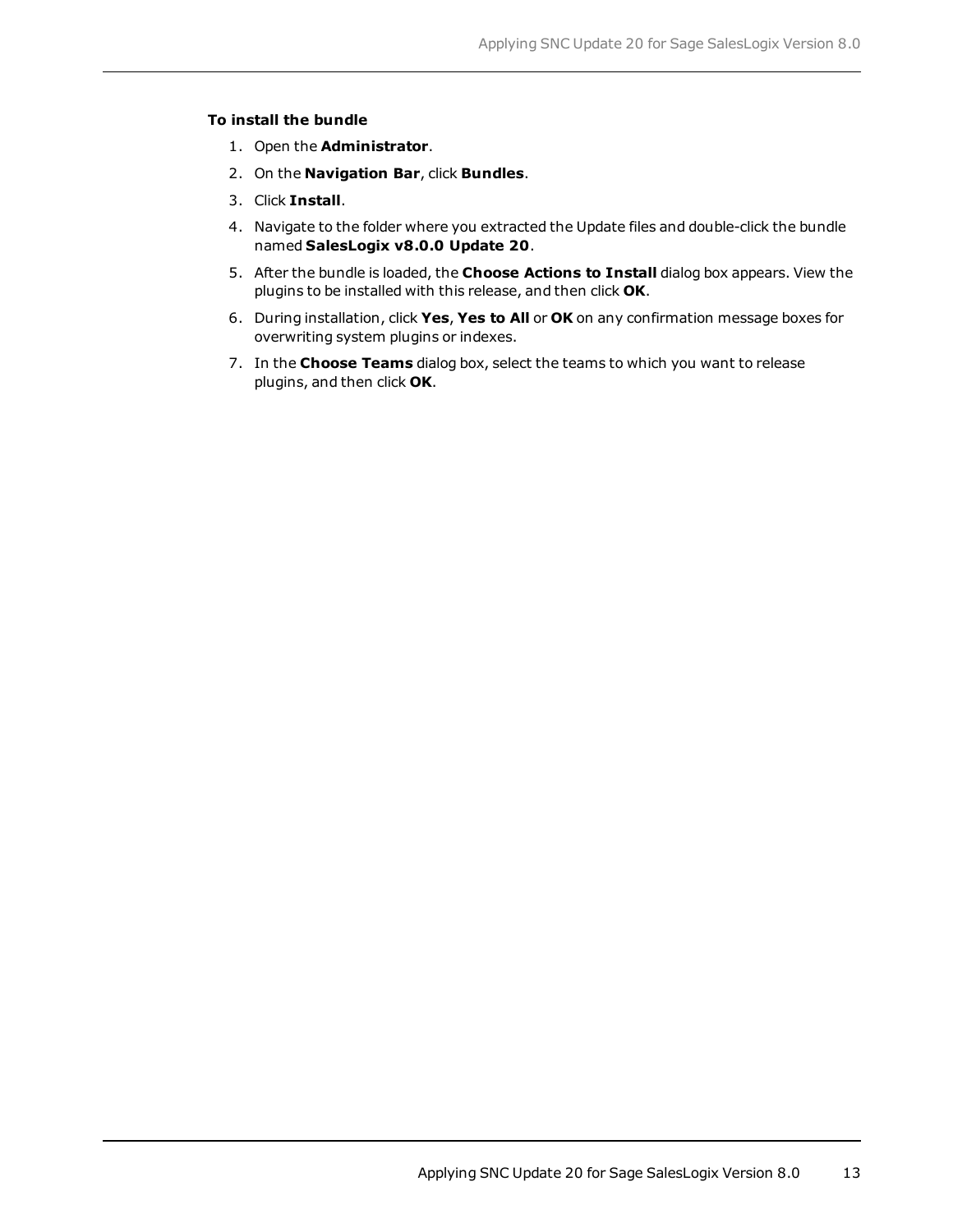**To install the bundle**

1. Open the **Administrator**.
2. On the **Navigation Bar**, click **Bundles**.
3. Click **Install**.
4. Navigate to the folder where you extracted the Update files and double-click the bundle named **SalesLogix v8.0.0 Update 20**.
5. After the bundle is loaded, the **Choose Actions to Install** dialog box appears. View the plugins to be installed with this release, and then click **OK**.
6. During installation, click **Yes**, **Yes to All** or **OK** on any confirmation message boxes for overwriting system plugins or indexes.
7. In the **Choose Teams** dialog box, select the teams to which you want to release plugins, and then click **OK**.